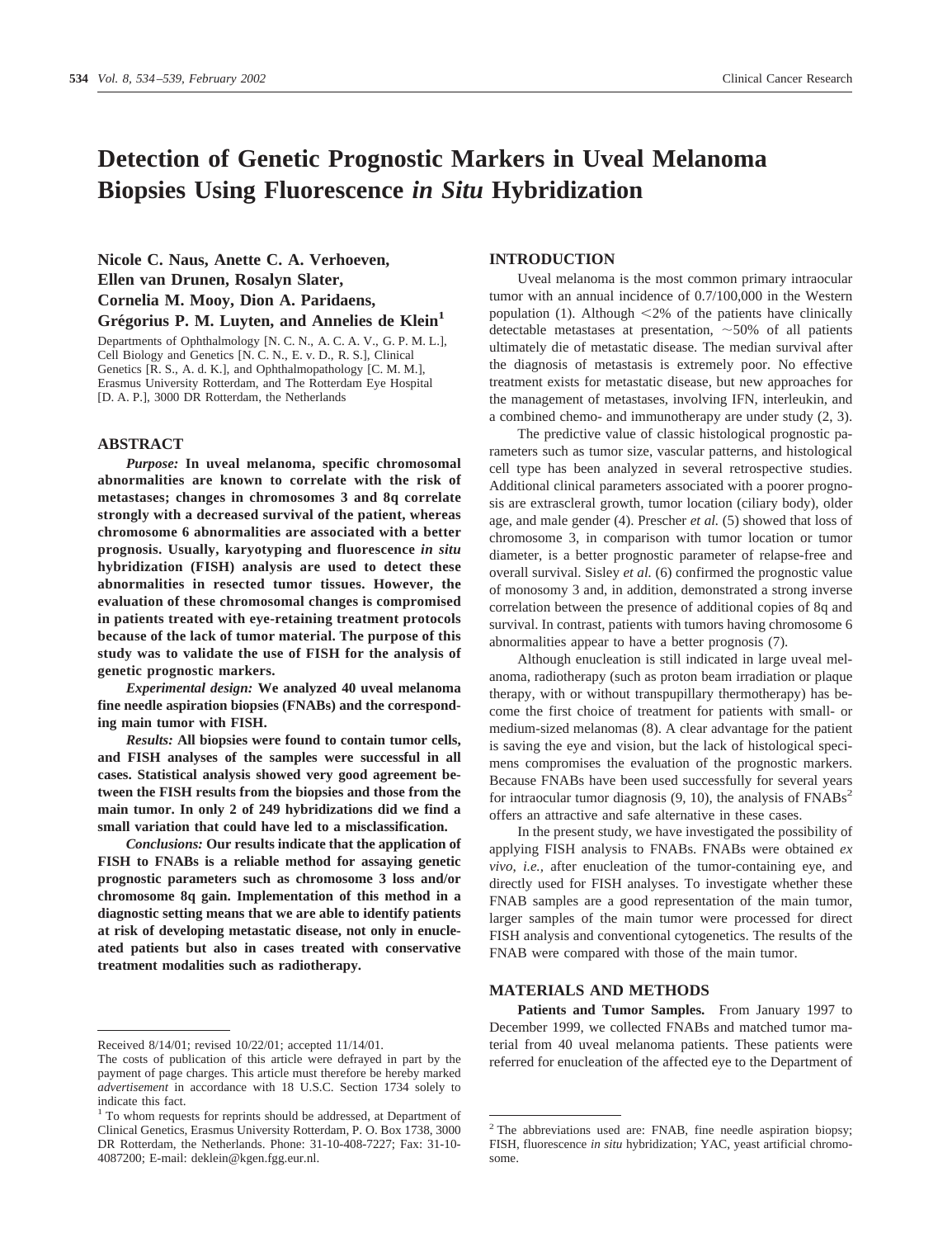# Detection of Genetic Prognostic Markers in Uveal Melanoma Biopsies Using Fluorescence *in Situ* Hybridization

**Nicole C. Naus, Anette C. A. Verhoeven, Ellen van Drunen, Rosalyn Slater, Cornelia M. Mooy, Dion A. Paridaens, Grégorius P. M. Luyten, and Annelies de Klein[1]**

Departments of Ophthalmology [N. C. N., A. C. A. V., G. P. M. L.], Cell Biology and Genetics [N. C. N., E. v. D., R. S.], Clinical Genetics [R. S., A. d. K.], and Ophthalmopathology [C. M. M.], Erasmus University Rotterdam, and The Rotterdam Eye Hospital [D. A. P.], 3000 DR Rotterdam, the Netherlands

## ABSTRACT

***Purpose:*** **In uveal melanoma, specific chromosomal abnormalities are known to correlate with the risk of metastases; changes in chromosomes 3 and 8q correlate strongly with a decreased survival of the patient, whereas chromosome 6 abnormalities are associated with a better prognosis. Usually, karyotyping and fluorescence *in situ* hybridization (FISH) analysis are used to detect these abnormalities in resected tumor tissues. However, the evaluation of these chromosomal changes is compromised in patients treated with eye-retaining treatment protocols because of the lack of tumor material. The purpose of this study was to validate the use of FISH for the analysis of genetic prognostic markers.**

***Experimental design:*** **We analyzed 40 uveal melanoma fine needle aspiration biopsies (FNABs) and the corresponding main tumor with FISH.**

***Results:*** **All biopsies were found to contain tumor cells, and FISH analyses of the samples were successful in all cases. Statistical analysis showed very good agreement between the FISH results from the biopsies and those from the main tumor. In only 2 of 249 hybridizations did we find a small variation that could have led to a misclassification.**

***Conclusions:*** **Our results indicate that the application of FISH to FNABs is a reliable method for assaying genetic prognostic parameters such as chromosome 3 loss and/or chromosome 8q gain. Implementation of this method in a diagnostic setting means that we are able to identify patients at risk of developing metastatic disease, not only in enucleated patients but also in cases treated with conservative treatment modalities such as radiotherapy.**

## INTRODUCTION

Uveal melanoma is the most common primary intraocular tumor with an annual incidence of 0.7/100,000 in the Western population (1). Although <2% of the patients have clinically detectable metastases at presentation, ~50% of all patients ultimately die of metastatic disease. The median survival after the diagnosis of metastasis is extremely poor. No effective treatment exists for metastatic disease, but new approaches for the management of metastases, involving IFN, interleukin, and a combined chemo- and immunotherapy are under study (2, 3).

The predictive value of classic histological prognostic parameters such as tumor size, vascular patterns, and histological cell type has been analyzed in several retrospective studies. Additional clinical parameters associated with a poorer prognosis are extrascleral growth, tumor location (ciliary body), older age, and male gender (4). Prescher *et al.* (5) showed that loss of chromosome 3, in comparison with tumor location or tumor diameter, is a better prognostic parameter of relapse-free and overall survival. Sisley *et al.* (6) confirmed the prognostic value of monosomy 3 and, in addition, demonstrated a strong inverse correlation between the presence of additional copies of 8q and survival. In contrast, patients with tumors having chromosome 6 abnormalities appear to have a better prognosis (7).

Although enucleation is still indicated in large uveal melanoma, radiotherapy (such as proton beam irradiation or plaque therapy, with or without transpupillary thermotherapy) has become the first choice of treatment for patients with small- or medium-sized melanomas (8). A clear advantage for the patient is saving the eye and vision, but the lack of histological specimens compromises the evaluation of the prognostic markers. Because FNABs have been used successfully for several years for intraocular tumor diagnosis (9, 10), the analysis of FNABs[2] offers an attractive and safe alternative in these cases.

In the present study, we have investigated the possibility of applying FISH analysis to FNABs. FNABs were obtained *ex vivo*, *i.e.,* after enucleation of the tumor-containing eye, and directly used for FISH analyses. To investigate whether these FNAB samples are a good representation of the main tumor, larger samples of the main tumor were processed for direct FISH analysis and conventional cytogenetics. The results of the FNAB were compared with those of the main tumor.

## MATERIALS AND METHODS

**Patients and Tumor Samples.** From January 1997 to December 1999, we collected FNABs and matched tumor material from 40 uveal melanoma patients. These patients were referred for enucleation of the affected eye to the Department of

---

Received 8/14/01; revised 10/22/01; accepted 11/14/01.

The costs of publication of this article were defrayed in part by the payment of page charges. This article must therefore be hereby marked *advertisement* in accordance with 18 U.S.C. Section 1734 solely to indicate this fact.

[1] To whom requests for reprints should be addressed, at Department of Clinical Genetics, Erasmus University Rotterdam, P. O. Box 1738, 3000 DR Rotterdam, the Netherlands. Phone: 31-10-408-7227; Fax: 31-10-4087200; E-mail: deklein@kgen.fgg.eur.nl.

[2] The abbreviations used are: FNAB, fine needle aspiration biopsy; FISH, fluorescence *in situ* hybridization; YAC, yeast artificial chromosome.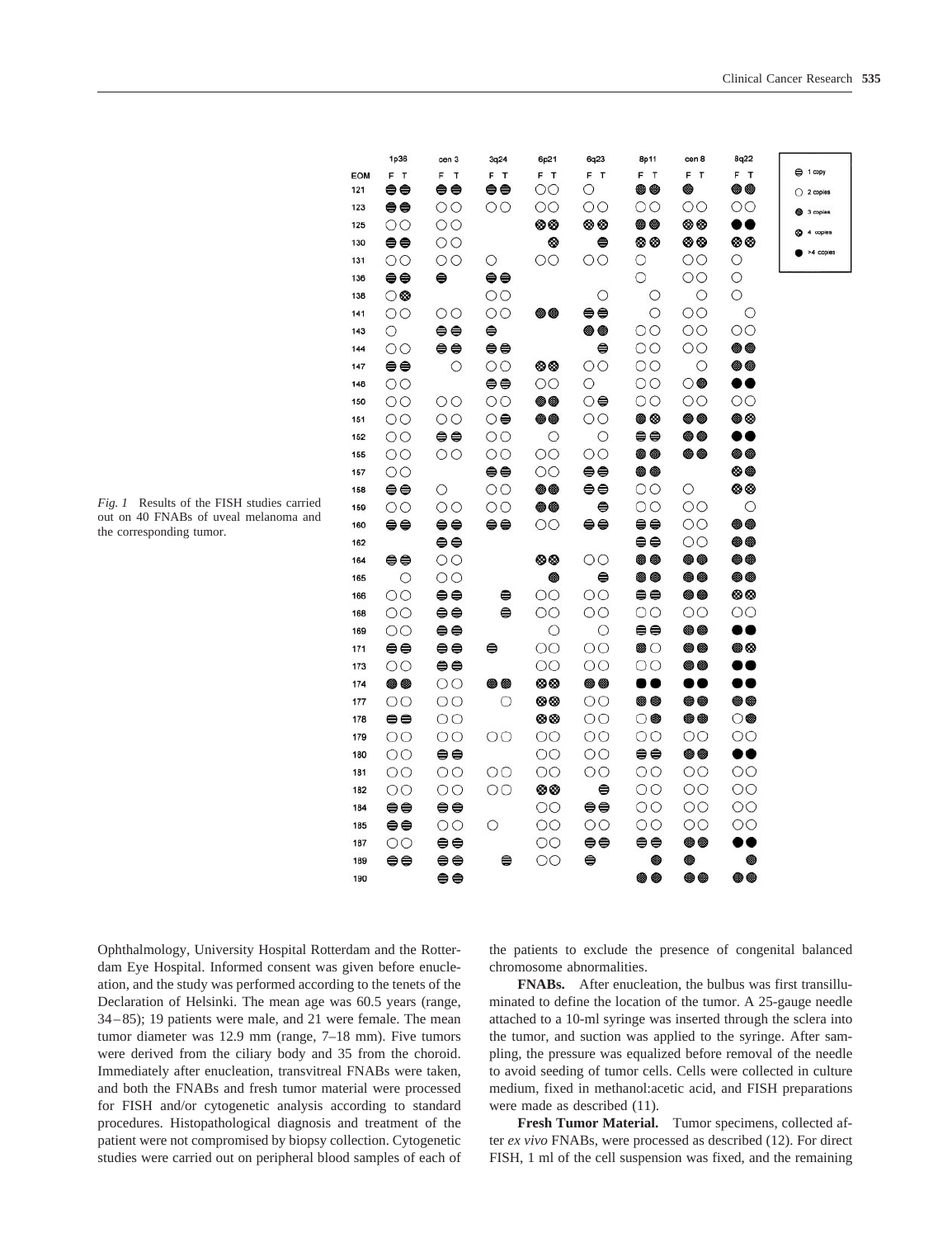*Fig. 1* Results of the FISH studies carried out on 40 FNABs of uveal melanoma and the corresponding tumor.

Ophthalmology, University Hospital Rotterdam and the Rotterdam Eye Hospital. Informed consent was given before enucleation, and the study was performed according to the tenets of the Declaration of Helsinki. The mean age was 60.5 years (range, 34–85); 19 patients were male, and 21 were female. The mean tumor diameter was 12.9 mm (range, 7–18 mm). Five tumors were derived from the ciliary body and 35 from the choroid. Immediately after enucleation, transvitreal FNABs were taken, and both the FNABs and fresh tumor material were processed for FISH and/or cytogenetic analysis according to standard procedures. Histopathological diagnosis and treatment of the patient were not compromised by biopsy collection. Cytogenetic studies were carried out on peripheral blood samples of each of the patients to exclude the presence of congenital balanced chromosome abnormalities.

**FNABs.** After enucleation, the bulbus was first transilluminated to define the location of the tumor. A 25-gauge needle attached to a 10-ml syringe was inserted through the sclera into the tumor, and suction was applied to the syringe. After sampling, the pressure was equalized before removal of the needle to avoid seeding of tumor cells. Cells were collected in culture medium, fixed in methanol:acetic acid, and FISH preparations were made as described (11).

**Fresh Tumor Material.** Tumor specimens, collected after *ex vivo* FNABs, were processed as described (12). For direct FISH, 1 ml of the cell suspension was fixed, and the remaining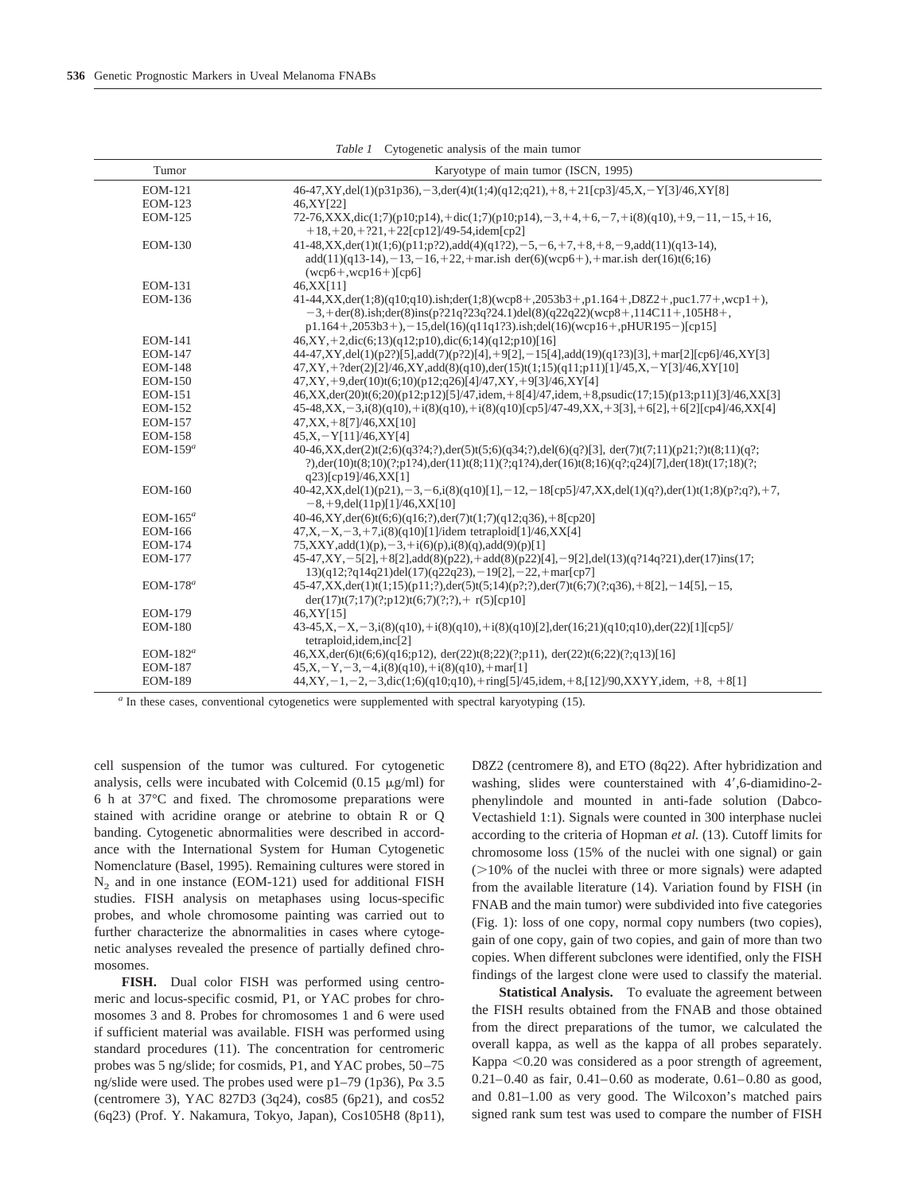*Table 1* Cytogenetic analysis of the main tumor

| Tumor | Karyotype of main tumor (ISCN, 1995) |
|---|---|
| EOM-121 | 46-47,XY,del(1)(p31p36),−3,der(4)t(1;4)(q12;q21),+8,+21[cp3]/45,X,−Y[3]/46,XY[8] |
| EOM-123 | 46,XY[22] |
| EOM-125 | 72-76,XXX,dic(1;7)(p10;p14),+dic(1;7)(p10;p14),−3,+4,+6,−7,+i(8)(q10),+9,−11,−15,+16, +18,+20,+?21,+22[cp12]/49-54,idem[cp2] |
| EOM-130 | 41-48,XX,der(1)t(1;6)(p11;p?2),add(4)(q1?2),−5,−6,+7,+8,+8,−9,add(11)(q13-14), add(11)(q13-14),−13,−16,+22,+mar.ish der(6)(wcp6+),+mar.ish der(16)t(6;16) (wcp6+,wcp16+)[cp6] |
| EOM-131 | 46,XX[11] |
| EOM-136 | 41-44,XX,der(1;8)(q10;q10).ish;der(1;8)(wcp8+,2053b3+,p1.164+,D8Z2+,puc1.77+,wcp1+), −3,+der(8).ish;der(8)ins(p?21q?23q?24.1)del(8)(q22q22)(wcp8+,114C11+,105H8+, p1.164+,2053b3+),−15,del(16)(q11q1?3).ish;del(16)(wcp16+,pHUR195−)[cp15] |
| EOM-141 | 46,XY,+2,dic(6;13)(q12;p10),dic(6;14)(q12;p10)[16] |
| EOM-147 | 44-47,XY,del(1)(p2?)[5],add(7)(p?22)[4],+9[2],−15[4],add(19)(q1?3)[3],+mar[2][cp6]/46,XY[3] |
| EOM-148 | 47,XY,+?der(2)[2]/46,XY,add(8)(q10),der(15)t(1;15)(q11;p11)[1]/45,X,−Y[3]/46,XY[10] |
| EOM-150 | 47,XY,+9,der(10)t(6;10)(p12;q26)[4]/47,XY,+9[3]/46,XY[4] |
| EOM-151 | 46,XX,der(20)t(6;20)(p12;p12)[5]/47,idem,+8[4]/47,idem,+8,psudic(17;15)(p13;p11)[3]/46,XX[3] |
| EOM-152 | 45-48,XX,−3,i(8)(q10),+i(8)(q10),+i(8)(q10)[cp5]/47-49,XX,+3[3],+6[2],+6[2][cp4]/46,XX[4] |
| EOM-157 | 47,XX,+8[7]/46,XX[10] |
| EOM-158 | 45,X,−Y[11]/46,XY[4] |
| EOM-159[a] | 40-46,XX,der(2)t(2;6)(q3?4;?),der(5)t(5;6)(q34;?),del(6)(q?)[3], der(7)t(7;11)(p21;?)t(8;11)(q?; ?),der(10)t(8;10)(?;p1?4),der(11)t(8;11)(?;q1?4),der(16)t(8;16)(q?;q24)[7],der(18)t(17;18)(?; q23)[cp19]/46,XX[1] |
| EOM-160 | 40-42,XX,del(1)(p21),−3,−6,i(8)(q10)[1],−12,−18[cp5]/47,XX,del(1)(q?),der(1)t(1;8)(p?;q?),+7, −8,+9,del(11p)[1]/46,XX[10] |
| EOM-165[a] | 40-46,XY,der(6)t(6;6)(q16;?),der(7)t(1;7)(q12;q36),+8[cp20] |
| EOM-166 | 47,X,−X,−3,+7,i(8)(q10)[1]/idem tetraploid[1]/46,XX[4] |
| EOM-174 | 75,XXY,add(1)(p),−3,+i(6)(p),i(8)(q),add(9)(p)[1] |
| EOM-177 | 45-47,XY,−5[2],+8[2],add(8)(p22),+add(8)(p22)[4],−9[2],del(13)(q?14q?21),der(17)ins(17; 13)(q12;?q14q21)del(17)(q22q23),−19[2],−22,+mar[cp7] |
| EOM-178[a] | 45-47,XX,der(1)t(1;15)(p11;?),der(5)t(5;14)(p?;?),der(7)t(6;7)(?;q36),+8[2],−14[5],−15, der(17)t(7;17)(?;p12)t(6;7)(?;?),+ r(5)[cp10] |
| EOM-179 | 46,XY[15] |
| EOM-180 | 43-45,X,−X,−3,i(8)(q10),+i(8)(q10),+i(8)(q10)[2],der(16;21)(q10;q10),der(22)[1][cp5]/ tetraploid,idem,inc[2] |
| EOM-182[a] | 46,XX,der(6)t(6;6)(q16;p12), der(22)t(8;22)(?;p11), der(22)t(6;22)(?;q13)[16] |
| EOM-187 | 45,X,−Y,−3,−4,i(8)(q10),+i(8)(q10),+mar[1] |
| EOM-189 | 44,XY,−1,−2,−3,dic(1;6)(q10;q10),+ring[5]/45,idem,+8,[12]/90,XXYY,idem, +8, +8[1] |

[a] In these cases, conventional cytogenetics were supplemented with spectral karyotyping (15).

cell suspension of the tumor was cultured. For cytogenetic analysis, cells were incubated with Colcemid (0.15 μg/ml) for 6 h at 37°C and fixed. The chromosome preparations were stained with acridine orange or atebrine to obtain R or Q banding. Cytogenetic abnormalities were described in accordance with the International System for Human Cytogenetic Nomenclature (Basel, 1995). Remaining cultures were stored in $N_2$ and in one instance (EOM-121) used for additional FISH studies. FISH analysis on metaphases using locus-specific probes, and whole chromosome painting was carried out to further characterize the abnormalities in cases where cytogenetic analyses revealed the presence of partially defined chromosomes.

**FISH.** Dual color FISH was performed using centromeric and locus-specific cosmid, P1, or YAC probes for chromosomes 3 and 8. Probes for chromosomes 1 and 6 were used if sufficient material was available. FISH was performed using standard procedures (11). The concentration for centromeric probes was 5 ng/slide; for cosmids, P1, and YAC probes, 50–75 ng/slide were used. The probes used were p1–79 (1p36), Pα 3.5 (centromere 3), YAC 827D3 (3q24), cos85 (6p21), and cos52 (6q23) (Prof. Y. Nakamura, Tokyo, Japan), Cos105H8 (8p11), D8Z2 (centromere 8), and ETO (8q22). After hybridization and washing, slides were counterstained with 4′,6-diamidino-2-phenylindole and mounted in anti-fade solution (Dabco-Vectashield 1:1). Signals were counted in 300 interphase nuclei according to the criteria of Hopman *et al.* (13). Cutoff limits for chromosome loss (15% of the nuclei with one signal) or gain (>10% of the nuclei with three or more signals) were adapted from the available literature (14). Variation found by FISH (in FNAB and the main tumor) were subdivided into five categories (Fig. 1): loss of one copy, normal copy numbers (two copies), gain of one copy, gain of two copies, and gain of more than two copies. When different subclones were identified, only the FISH findings of the largest clone were used to classify the material.

**Statistical Analysis.** To evaluate the agreement between the FISH results obtained from the FNAB and those obtained from the direct preparations of the tumor, we calculated the overall kappa, as well as the kappa of all probes separately. Kappa <0.20 was considered as a poor strength of agreement, 0.21–0.40 as fair, 0.41–0.60 as moderate, 0.61–0.80 as good, and 0.81–1.00 as very good. The Wilcoxon's matched pairs signed rank sum test was used to compare the number of FISH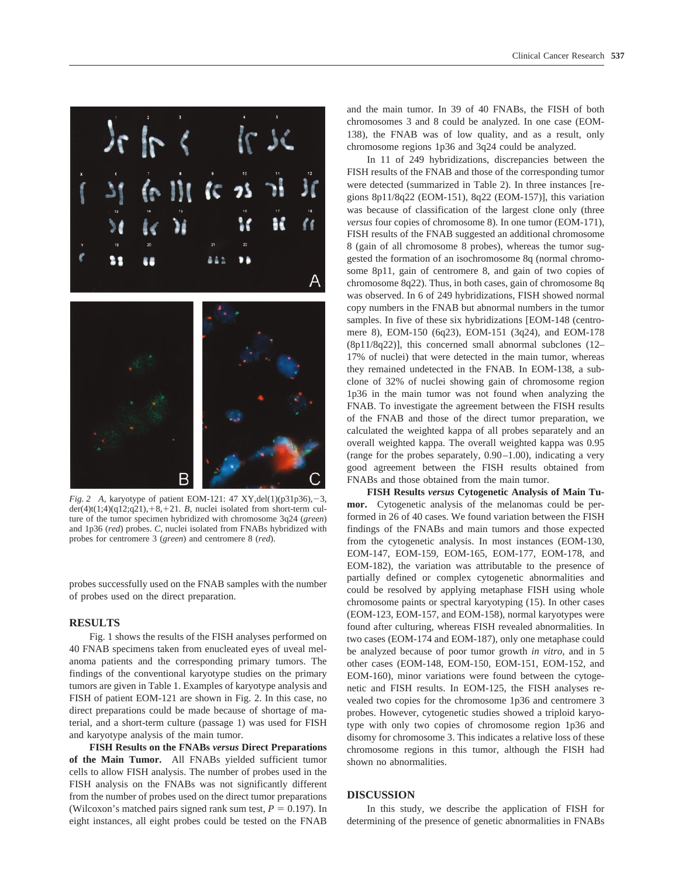*Fig. 2* *A*, karyotype of patient EOM-121: 47 XY,del(1)(p31p36),−3, der(4)t(1;4)(q12;q21),+8,+21. *B*, nuclei isolated from short-term culture of the tumor specimen hybridized with chromosome 3q24 (*green*) and 1p36 (*red*) probes. *C*, nuclei isolated from FNABs hybridized with probes for centromere 3 (*green*) and centromere 8 (*red*).

probes successfully used on the FNAB samples with the number of probes used on the direct preparation.

## RESULTS

Fig. 1 shows the results of the FISH analyses performed on 40 FNAB specimens taken from enucleated eyes of uveal melanoma patients and the corresponding primary tumors. The findings of the conventional karyotype studies on the primary tumors are given in Table 1. Examples of karyotype analysis and FISH of patient EOM-121 are shown in Fig. 2. In this case, no direct preparations could be made because of shortage of material, and a short-term culture (passage 1) was used for FISH and karyotype analysis of the main tumor.

**FISH Results on the FNABs *versus* Direct Preparations of the Main Tumor.** All FNABs yielded sufficient tumor cells to allow FISH analysis. The number of probes used in the FISH analysis on the FNABs was not significantly different from the number of probes used on the direct tumor preparations (Wilcoxon's matched pairs signed rank sum test, $P = 0.197$). In eight instances, all eight probes could be tested on the FNAB and the main tumor. In 39 of 40 FNABs, the FISH of both chromosomes 3 and 8 could be analyzed. In one case (EOM-138), the FNAB was of low quality, and as a result, only chromosome regions 1p36 and 3q24 could be analyzed.

In 11 of 249 hybridizations, discrepancies between the FISH results of the FNAB and those of the corresponding tumor were detected (summarized in Table 2). In three instances [regions 8p11/8q22 (EOM-151), 8q22 (EOM-157)], this variation was because of classification of the largest clone only (three *versus* four copies of chromosome 8). In one tumor (EOM-171), FISH results of the FNAB suggested an additional chromosome 8 (gain of all chromosome 8 probes), whereas the tumor suggested the formation of an isochromosome 8q (normal chromosome 8p11, gain of centromere 8, and gain of two copies of chromosome 8q22). Thus, in both cases, gain of chromosome 8q was observed. In 6 of 249 hybridizations, FISH showed normal copy numbers in the FNAB but abnormal numbers in the tumor samples. In five of these six hybridizations [EOM-148 (centromere 8), EOM-150 (6q23), EOM-151 (3q24), and EOM-178 (8p11/8q22)], this concerned small abnormal subclones (12–17% of nuclei) that were detected in the main tumor, whereas they remained undetected in the FNAB. In EOM-138, a subclone of 32% of nuclei showing gain of chromosome region 1p36 in the main tumor was not found when analyzing the FNAB. To investigate the agreement between the FISH results of the FNAB and those of the direct tumor preparation, we calculated the weighted kappa of all probes separately and an overall weighted kappa. The overall weighted kappa was 0.95 (range for the probes separately, 0.90–1.00), indicating a very good agreement between the FISH results obtained from FNABs and those obtained from the main tumor.

**FISH Results *versus* Cytogenetic Analysis of Main Tumor.** Cytogenetic analysis of the melanomas could be performed in 26 of 40 cases. We found variation between the FISH findings of the FNABs and main tumors and those expected from the cytogenetic analysis. In most instances (EOM-130, EOM-147, EOM-159, EOM-165, EOM-177, EOM-178, and EOM-182), the variation was attributable to the presence of partially defined or complex cytogenetic abnormalities and could be resolved by applying metaphase FISH using whole chromosome paints or spectral karyotyping (15). In other cases (EOM-123, EOM-157, and EOM-158), normal karyotypes were found after culturing, whereas FISH revealed abnormalities. In two cases (EOM-174 and EOM-187), only one metaphase could be analyzed because of poor tumor growth *in vitro*, and in 5 other cases (EOM-148, EOM-150, EOM-151, EOM-152, and EOM-160), minor variations were found between the cytogenetic and FISH results. In EOM-125, the FISH analyses revealed two copies for the chromosome 1p36 and centromere 3 probes. However, cytogenetic studies showed a triploid karyotype with only two copies of chromosome region 1p36 and disomy for chromosome 3. This indicates a relative loss of these chromosome regions in this tumor, although the FISH had shown no abnormalities.

## DISCUSSION

In this study, we describe the application of FISH for determining of the presence of genetic abnormalities in FNABs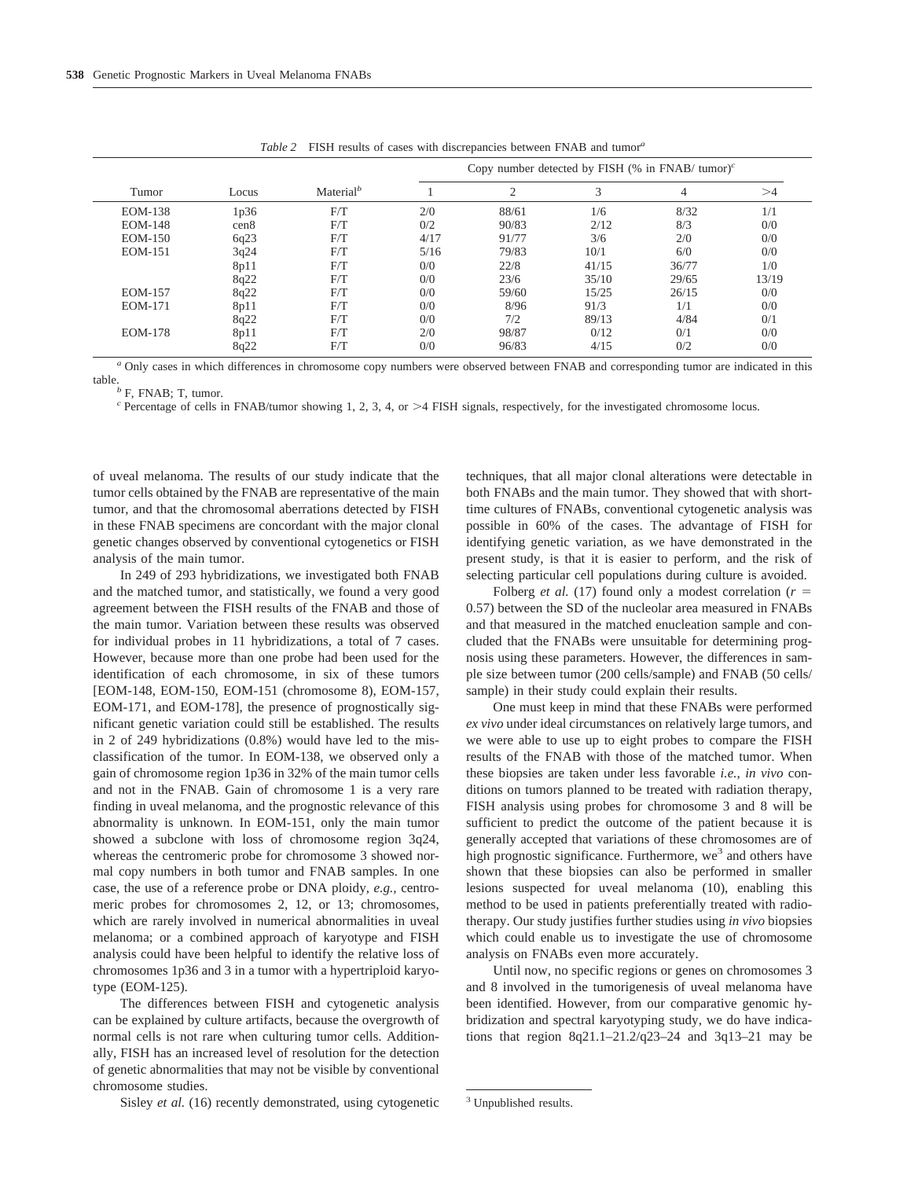*Table 2* FISH results of cases with discrepancies between FNAB and tumor[a]

| Tumor | Locus | Material[b] | Copy number detected by FISH (% in FNAB/ tumor)[c] | | | | |
|---|---|---|---|---|---|---|---|
| | | | 1 | 2 | 3 | 4 | >4 |
| EOM-138 | 1p36 | F/T | 2/0 | 88/61 | 1/6 | 8/32 | 1/1 |
| EOM-148 | cen8 | F/T | 0/2 | 90/83 | 2/12 | 8/3 | 0/0 |
| EOM-150 | 6q23 | F/T | 4/17 | 91/77 | 3/6 | 2/0 | 0/0 |
| EOM-151 | 3q24 | F/T | 5/16 | 79/83 | 10/1 | 6/0 | 0/0 |
| | 8p11 | F/T | 0/0 | 22/8 | 41/15 | 36/77 | 1/0 |
| | 8q22 | F/T | 0/0 | 23/6 | 35/10 | 29/65 | 13/19 |
| EOM-157 | 8q22 | F/T | 0/0 | 59/60 | 15/25 | 26/15 | 0/0 |
| EOM-171 | 8p11 | F/T | 0/0 | 8/96 | 91/3 | 1/1 | 0/0 |
| | 8q22 | F/T | 0/0 | 7/2 | 89/13 | 4/84 | 0/1 |
| EOM-178 | 8p11 | F/T | 2/0 | 98/87 | 0/12 | 0/1 | 0/0 |
| | 8q22 | F/T | 0/0 | 96/83 | 4/15 | 0/2 | 0/0 |

[a] Only cases in which differences in chromosome copy numbers were observed between FNAB and corresponding tumor are indicated in this table.

[b] F, FNAB; T, tumor.

[c] Percentage of cells in FNAB/tumor showing 1, 2, 3, 4, or >4 FISH signals, respectively, for the investigated chromosome locus.

of uveal melanoma. The results of our study indicate that the tumor cells obtained by the FNAB are representative of the main tumor, and that the chromosomal aberrations detected by FISH in these FNAB specimens are concordant with the major clonal genetic changes observed by conventional cytogenetics or FISH analysis of the main tumor.

In 249 of 293 hybridizations, we investigated both FNAB and the matched tumor, and statistically, we found a very good agreement between the FISH results of the FNAB and those of the main tumor. Variation between these results was observed for individual probes in 11 hybridizations, a total of 7 cases. However, because more than one probe had been used for the identification of each chromosome, in six of these tumors [EOM-148, EOM-150, EOM-151 (chromosome 8), EOM-157, EOM-171, and EOM-178], the presence of prognostically significant genetic variation could still be established. The results in 2 of 249 hybridizations (0.8%) would have led to the misclassification of the tumor. In EOM-138, we observed only a gain of chromosome region 1p36 in 32% of the main tumor cells and not in the FNAB. Gain of chromosome 1 is a very rare finding in uveal melanoma, and the prognostic relevance of this abnormality is unknown. In EOM-151, only the main tumor showed a subclone with loss of chromosome region 3q24, whereas the centromeric probe for chromosome 3 showed normal copy numbers in both tumor and FNAB samples. In one case, the use of a reference probe or DNA ploidy, *e.g.,* centromeric probes for chromosomes 2, 12, or 13; chromosomes, which are rarely involved in numerical abnormalities in uveal melanoma; or a combined approach of karyotype and FISH analysis could have been helpful to identify the relative loss of chromosomes 1p36 and 3 in a tumor with a hypertriploid karyotype (EOM-125).

The differences between FISH and cytogenetic analysis can be explained by culture artifacts, because the overgrowth of normal cells is not rare when culturing tumor cells. Additionally, FISH has an increased level of resolution for the detection of genetic abnormalities that may not be visible by conventional chromosome studies.

Sisley *et al.* (16) recently demonstrated, using cytogenetic techniques, that all major clonal alterations were detectable in both FNABs and the main tumor. They showed that with short-time cultures of FNABs, conventional cytogenetic analysis was possible in 60% of the cases. The advantage of FISH for identifying genetic variation, as we have demonstrated in the present study, is that it is easier to perform, and the risk of selecting particular cell populations during culture is avoided.

Folberg *et al.* (17) found only a modest correlation ($r = 0.57$) between the SD of the nucleolar area measured in FNABs and that measured in the matched enucleation sample and concluded that the FNABs were unsuitable for determining prognosis using these parameters. However, the differences in sample size between tumor (200 cells/sample) and FNAB (50 cells/sample) in their study could explain their results.

One must keep in mind that these FNABs were performed *ex vivo* under ideal circumstances on relatively large tumors, and we were able to use up to eight probes to compare the FISH results of the FNAB with those of the matched tumor. When these biopsies are taken under less favorable *i.e., in vivo* conditions on tumors planned to be treated with radiation therapy, FISH analysis using probes for chromosome 3 and 8 will be sufficient to predict the outcome of the patient because it is generally accepted that variations of these chromosomes are of high prognostic significance. Furthermore, we[3] and others have shown that these biopsies can also be performed in smaller lesions suspected for uveal melanoma (10), enabling this method to be used in patients preferentially treated with radiotherapy. Our study justifies further studies using *in vivo* biopsies which could enable us to investigate the use of chromosome analysis on FNABs even more accurately.

Until now, no specific regions or genes on chromosomes 3 and 8 involved in the tumorigenesis of uveal melanoma have been identified. However, from our comparative genomic hybridization and spectral karyotyping study, we do have indications that region 8q21.1–21.2/q23–24 and 3q13–21 may be

[3] Unpublished results.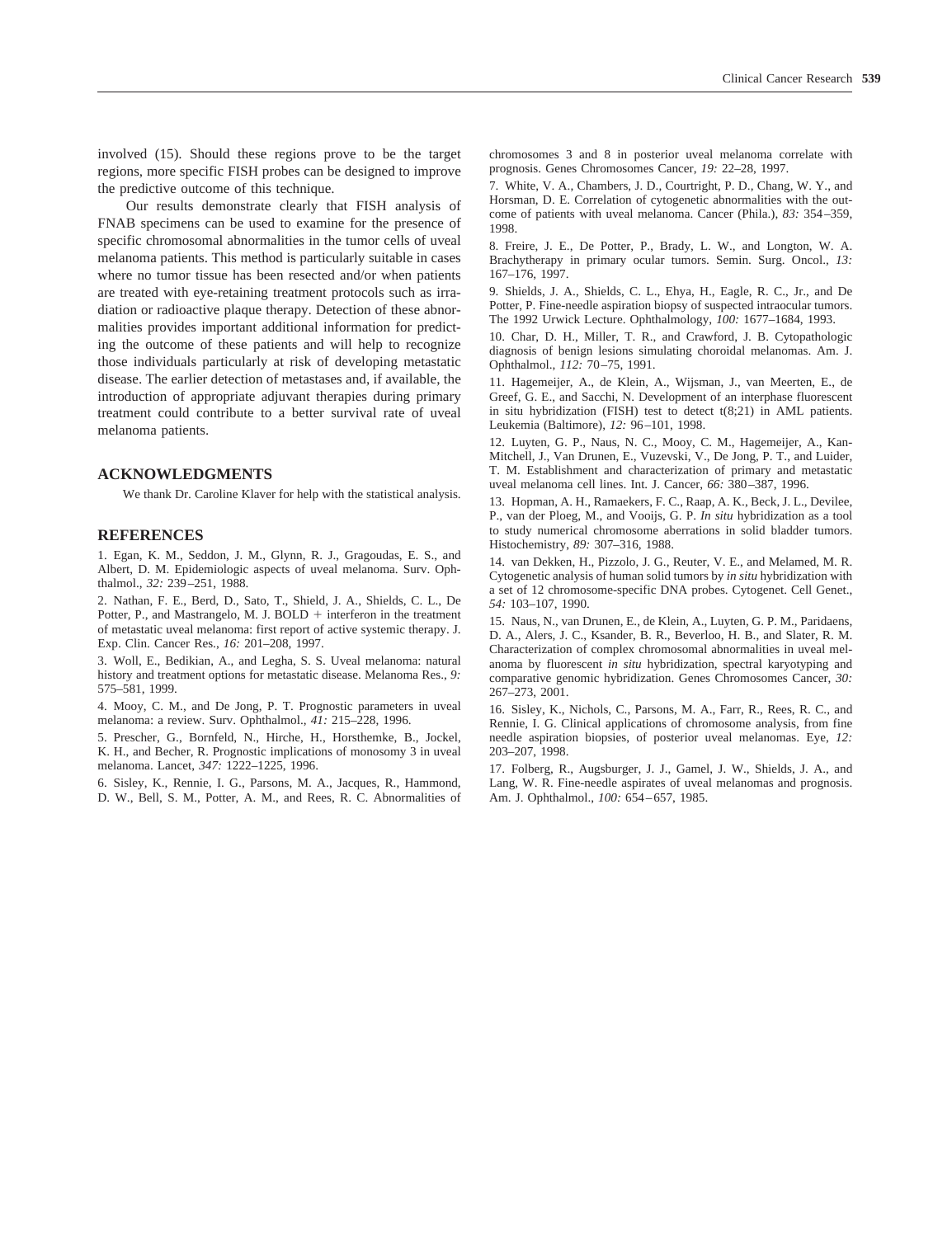involved (15). Should these regions prove to be the target regions, more specific FISH probes can be designed to improve the predictive outcome of this technique.

Our results demonstrate clearly that FISH analysis of FNAB specimens can be used to examine for the presence of specific chromosomal abnormalities in the tumor cells of uveal melanoma patients. This method is particularly suitable in cases where no tumor tissue has been resected and/or when patients are treated with eye-retaining treatment protocols such as irradiation or radioactive plaque therapy. Detection of these abnormalities provides important additional information for predicting the outcome of these patients and will help to recognize those individuals particularly at risk of developing metastatic disease. The earlier detection of metastases and, if available, the introduction of appropriate adjuvant therapies during primary treatment could contribute to a better survival rate of uveal melanoma patients.

## ACKNOWLEDGMENTS

We thank Dr. Caroline Klaver for help with the statistical analysis.

## REFERENCES

1. Egan, K. M., Seddon, J. M., Glynn, R. J., Gragoudas, E. S., and Albert, D. M. Epidemiologic aspects of uveal melanoma. Surv. Ophthalmol., *32:* 239–251, 1988.

2. Nathan, F. E., Berd, D., Sato, T., Shield, J. A., Shields, C. L., De Potter, P., and Mastrangelo, M. J. BOLD + interferon in the treatment of metastatic uveal melanoma: first report of active systemic therapy. J. Exp. Clin. Cancer Res., *16:* 201–208, 1997.

3. Woll, E., Bedikian, A., and Legha, S. S. Uveal melanoma: natural history and treatment options for metastatic disease. Melanoma Res., *9:* 575–581, 1999.

4. Mooy, C. M., and De Jong, P. T. Prognostic parameters in uveal melanoma: a review. Surv. Ophthalmol., *41:* 215–228, 1996.

5. Prescher, G., Bornfeld, N., Hirche, H., Horsthemke, B., Jockel, K. H., and Becher, R. Prognostic implications of monosomy 3 in uveal melanoma. Lancet, *347:* 1222–1225, 1996.

6. Sisley, K., Rennie, I. G., Parsons, M. A., Jacques, R., Hammond, D. W., Bell, S. M., Potter, A. M., and Rees, R. C. Abnormalities of chromosomes 3 and 8 in posterior uveal melanoma correlate with prognosis. Genes Chromosomes Cancer, *19:* 22–28, 1997.

7. White, V. A., Chambers, J. D., Courtright, P. D., Chang, W. Y., and Horsman, D. E. Correlation of cytogenetic abnormalities with the outcome of patients with uveal melanoma. Cancer (Phila.), *83:* 354–359, 1998.

8. Freire, J. E., De Potter, P., Brady, L. W., and Longton, W. A. Brachytherapy in primary ocular tumors. Semin. Surg. Oncol., *13:* 167–176, 1997.

9. Shields, J. A., Shields, C. L., Ehya, H., Eagle, R. C., Jr., and De Potter, P. Fine-needle aspiration biopsy of suspected intraocular tumors. The 1992 Urwick Lecture. Ophthalmology, *100:* 1677–1684, 1993.

10. Char, D. H., Miller, T. R., and Crawford, J. B. Cytopathologic diagnosis of benign lesions simulating choroidal melanomas. Am. J. Ophthalmol., *112:* 70–75, 1991.

11. Hagemeijer, A., de Klein, A., Wijsman, J., van Meerten, E., de Greef, G. E., and Sacchi, N. Development of an interphase fluorescent in situ hybridization (FISH) test to detect t(8;21) in AML patients. Leukemia (Baltimore), *12:* 96–101, 1998.

12. Luyten, G. P., Naus, N. C., Mooy, C. M., Hagemeijer, A., Kan-Mitchell, J., Van Drunen, E., Vuzevski, V., De Jong, P. T., and Luider, T. M. Establishment and characterization of primary and metastatic uveal melanoma cell lines. Int. J. Cancer, *66:* 380–387, 1996.

13. Hopman, A. H., Ramaekers, F. C., Raap, A. K., Beck, J. L., Devilee, P., van der Ploeg, M., and Vooijs, G. P. *In situ* hybridization as a tool to study numerical chromosome aberrations in solid bladder tumors. Histochemistry, *89:* 307–316, 1988.

14. van Dekken, H., Pizzolo, J. G., Reuter, V. E., and Melamed, M. R. Cytogenetic analysis of human solid tumors by *in situ* hybridization with a set of 12 chromosome-specific DNA probes. Cytogenet. Cell Genet., *54:* 103–107, 1990.

15. Naus, N., van Drunen, E., de Klein, A., Luyten, G. P. M., Paridaens, D. A., Alers, J. C., Ksander, B. R., Beverloo, H. B., and Slater, R. M. Characterization of complex chromosomal abnormalities in uveal melanoma by fluorescent *in situ* hybridization, spectral karyotyping and comparative genomic hybridization. Genes Chromosomes Cancer, *30:* 267–273, 2001.

16. Sisley, K., Nichols, C., Parsons, M. A., Farr, R., Rees, R. C., and Rennie, I. G. Clinical applications of chromosome analysis, from fine needle aspiration biopsies, of posterior uveal melanomas. Eye, *12:* 203–207, 1998.

17. Folberg, R., Augsburger, J. J., Gamel, J. W., Shields, J. A., and Lang, W. R. Fine-needle aspirates of uveal melanomas and prognosis. Am. J. Ophthalmol., *100:* 654–657, 1985.